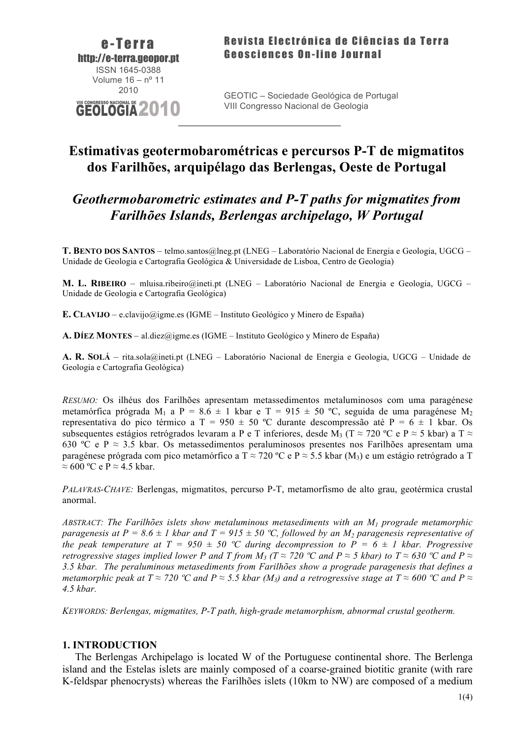**e-Terra**
**http://e-terra.geopor.pt**
ISSN 1645-0388
Volume 16 – nº 11
2010

**Revista Electrónica de Ciências da Terra**
**Geosciences On-line Journal**

GEOTIC – Sociedade Geológica de Portugal
VIII Congresso Nacional de Geologia

# Estimativas geotermobarométricas e percursos P-T de migmatitos dos Farilhões, arquipélago das Berlengas, Oeste de Portugal

## *Geothermobarometric estimates and P-T paths for migmatites from Farilhões Islands, Berlengas archipelago, W Portugal*

**T. BENTO DOS SANTOS** – telmo.santos@lneg.pt (LNEG – Laboratório Nacional de Energia e Geologia, UGCG – Unidade de Geologia e Cartografia Geológica & Universidade de Lisboa, Centro de Geologia)

**M. L. RIBEIRO** – mluisa.ribeiro@ineti.pt (LNEG – Laboratório Nacional de Energia e Geologia, UGCG – Unidade de Geologia e Cartografia Geológica)

**E. CLAVIJO** – e.clavijo@igme.es (IGME – Instituto Geológico y Minero de España)

**A. DÍEZ MONTES** – al.diez@igme.es (IGME – Instituto Geológico y Minero de España)

**A. R. SOLÁ** – rita.sola@ineti.pt (LNEG – Laboratório Nacional de Energia e Geologia, UGCG – Unidade de Geologia e Cartografia Geológica)

*RESUMO:* Os ilhéus dos Farilhões apresentam metassedimentos metaluminosos com uma paragénese metamórfica prógrada $M_1$ a P = 8.6 ± 1 kbar e T = 915 ± 50 ºC, seguida de uma paragénese $M_2$ representativa do pico térmico a T = 950 ± 50 ºC durante descompressão até P = 6 ± 1 kbar. Os subsequentes estágios retrógrados levaram a P e T inferiores, desde $M_3$ (T ≈ 720 ºC e P ≈ 5 kbar) a T ≈ 630 ºC e P ≈ 3.5 kbar. Os metassedimentos peraluminosos presentes nos Farilhões apresentam uma paragénese prógrada com pico metamórfico a T ≈ 720 ºC e P ≈ 5.5 kbar ($M_3$) e um estágio retrógrado a T ≈ 600 ºC e P ≈ 4.5 kbar.

*PALAVRAS-CHAVE:* Berlengas, migmatitos, percurso P-T, metamorfismo de alto grau, geotérmica crustal anormal.

*ABSTRACT: The Farilhões islets show metaluminous metasediments with an $M_1$ prograde metamorphic paragenesis at P = 8.6 ± 1 kbar and T = 915 ± 50 ºC, followed by an $M_2$ paragenesis representative of the peak temperature at T = 950 ± 50 ºC during decompression to P = 6 ± 1 kbar. Progressive retrogressive stages implied lower P and T from $M_3$ (T ≈ 720 ºC and P ≈ 5 kbar) to T ≈ 630 ºC and P ≈ 3.5 kbar. The peraluminous metasediments from Farilhões show a prograde paragenesis that defines a metamorphic peak at T ≈ 720 ºC and P ≈ 5.5 kbar ($M_3$) and a retrogressive stage at T ≈ 600 ºC and P ≈ 4.5 kbar.*

*KEYWORDS: Berlengas, migmatites, P-T path, high-grade metamorphism, abnormal crustal geotherm.*

## 1. INTRODUCTION

The Berlengas Archipelago is located W of the Portuguese continental shore. The Berlenga island and the Estelas islets are mainly composed of a coarse-grained biotitic granite (with rare K-feldspar phenocrysts) whereas the Farilhões islets (10km to NW) are composed of a medium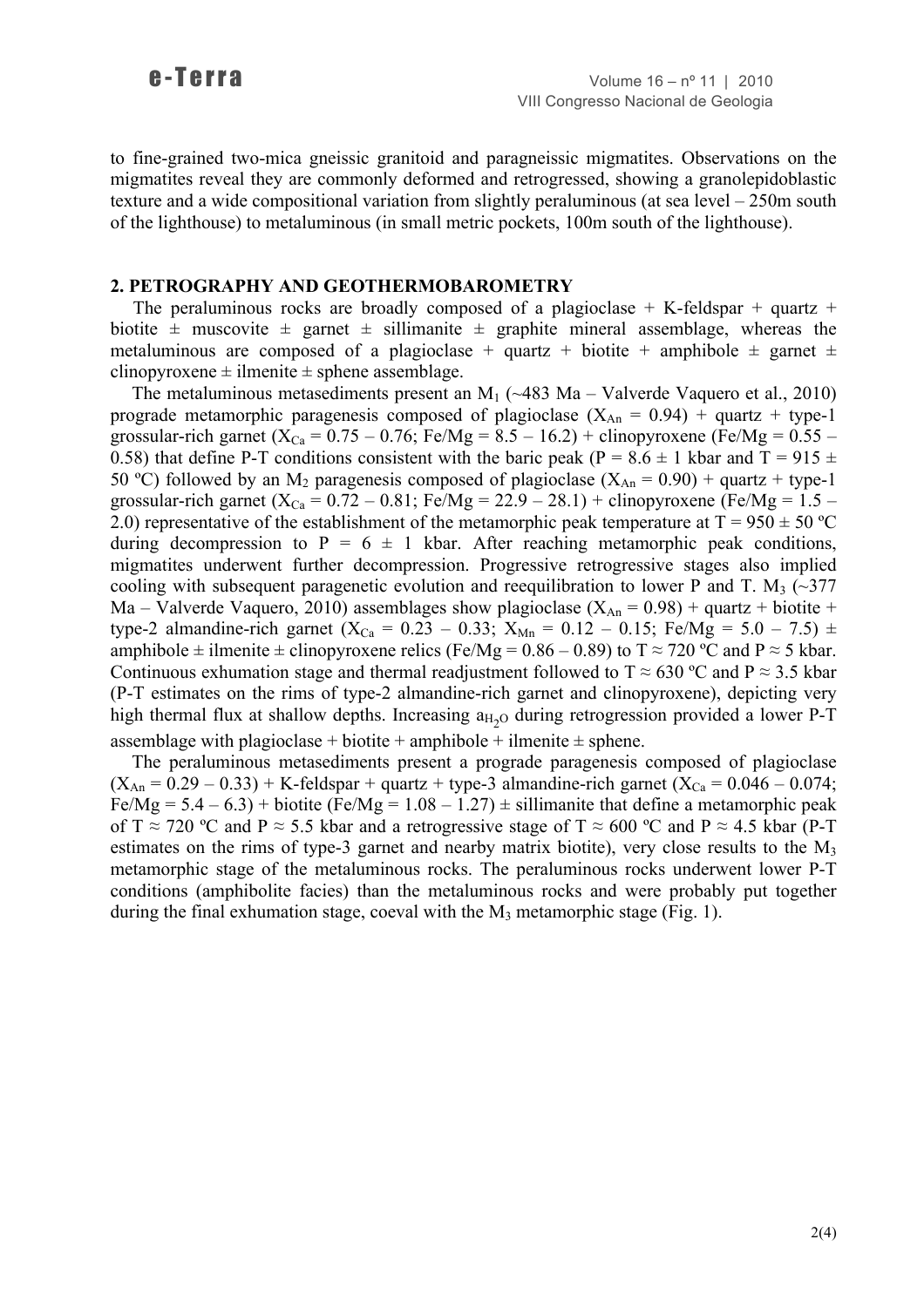to fine-grained two-mica gneissic granitoid and paragneissic migmatites. Observations on the migmatites reveal they are commonly deformed and retrogressed, showing a granolepidoblastic texture and a wide compositional variation from slightly peraluminous (at sea level – 250m south of the lighthouse) to metaluminous (in small metric pockets, 100m south of the lighthouse).

## 2. PETROGRAPHY AND GEOTHERMOBAROMETRY

The peraluminous rocks are broadly composed of a plagioclase + K-feldspar + quartz + biotite ± muscovite ± garnet ± sillimanite ± graphite mineral assemblage, whereas the metaluminous are composed of a plagioclase + quartz + biotite + amphibole ± garnet ± clinopyroxene ± ilmenite ± sphene assemblage.

The metaluminous metasediments present an $M_1$ (~483 Ma – Valverde Vaquero et al., 2010) prograde metamorphic paragenesis composed of plagioclase ($X_{An}$ = 0.94) + quartz + type-1 grossular-rich garnet ($X_{Ca}$ = 0.75 – 0.76; Fe/Mg = 8.5 – 16.2) + clinopyroxene (Fe/Mg = 0.55 – 0.58) that define P-T conditions consistent with the baric peak (P = 8.6 ± 1 kbar and T = 915 ± 50 ºC) followed by an $M_2$ paragenesis composed of plagioclase ($X_{An}$ = 0.90) + quartz + type-1 grossular-rich garnet ($X_{Ca}$ = 0.72 – 0.81; Fe/Mg = 22.9 – 28.1) + clinopyroxene (Fe/Mg = 1.5 – 2.0) representative of the establishment of the metamorphic peak temperature at T = 950 ± 50 ºC during decompression to P = 6 ± 1 kbar. After reaching metamorphic peak conditions, migmatites underwent further decompression. Progressive retrogressive stages also implied cooling with subsequent paragenetic evolution and reequilibration to lower P and T. $M_3$ (~377 Ma – Valverde Vaquero, 2010) assemblages show plagioclase ($X_{An}$ = 0.98) + quartz + biotite + type-2 almandine-rich garnet ($X_{Ca}$ = 0.23 – 0.33; $X_{Mn}$ = 0.12 – 0.15; Fe/Mg = 5.0 – 7.5) ± amphibole ± ilmenite ± clinopyroxene relics (Fe/Mg = 0.86 – 0.89) to T ≈ 720 ºC and P ≈ 5 kbar. Continuous exhumation stage and thermal readjustment followed to T ≈ 630 ºC and P ≈ 3.5 kbar (P-T estimates on the rims of type-2 almandine-rich garnet and clinopyroxene), depicting very high thermal flux at shallow depths. Increasing $a_{H_2O}$ during retrogression provided a lower P-T assemblage with plagioclase + biotite + amphibole + ilmenite ± sphene.

The peraluminous metasediments present a prograde paragenesis composed of plagioclase ($X_{An}$ = 0.29 – 0.33) + K-feldspar + quartz + type-3 almandine-rich garnet ($X_{Ca}$ = 0.046 – 0.074; Fe/Mg = 5.4 – 6.3) + biotite (Fe/Mg = 1.08 – 1.27) ± sillimanite that define a metamorphic peak of T ≈ 720 ºC and P ≈ 5.5 kbar and a retrogressive stage of T ≈ 600 ºC and P ≈ 4.5 kbar (P-T estimates on the rims of type-3 garnet and nearby matrix biotite), very close results to the $M_3$ metamorphic stage of the metaluminous rocks. The peraluminous rocks underwent lower P-T conditions (amphibolite facies) than the metaluminous rocks and were probably put together during the final exhumation stage, coeval with the $M_3$ metamorphic stage (Fig. 1).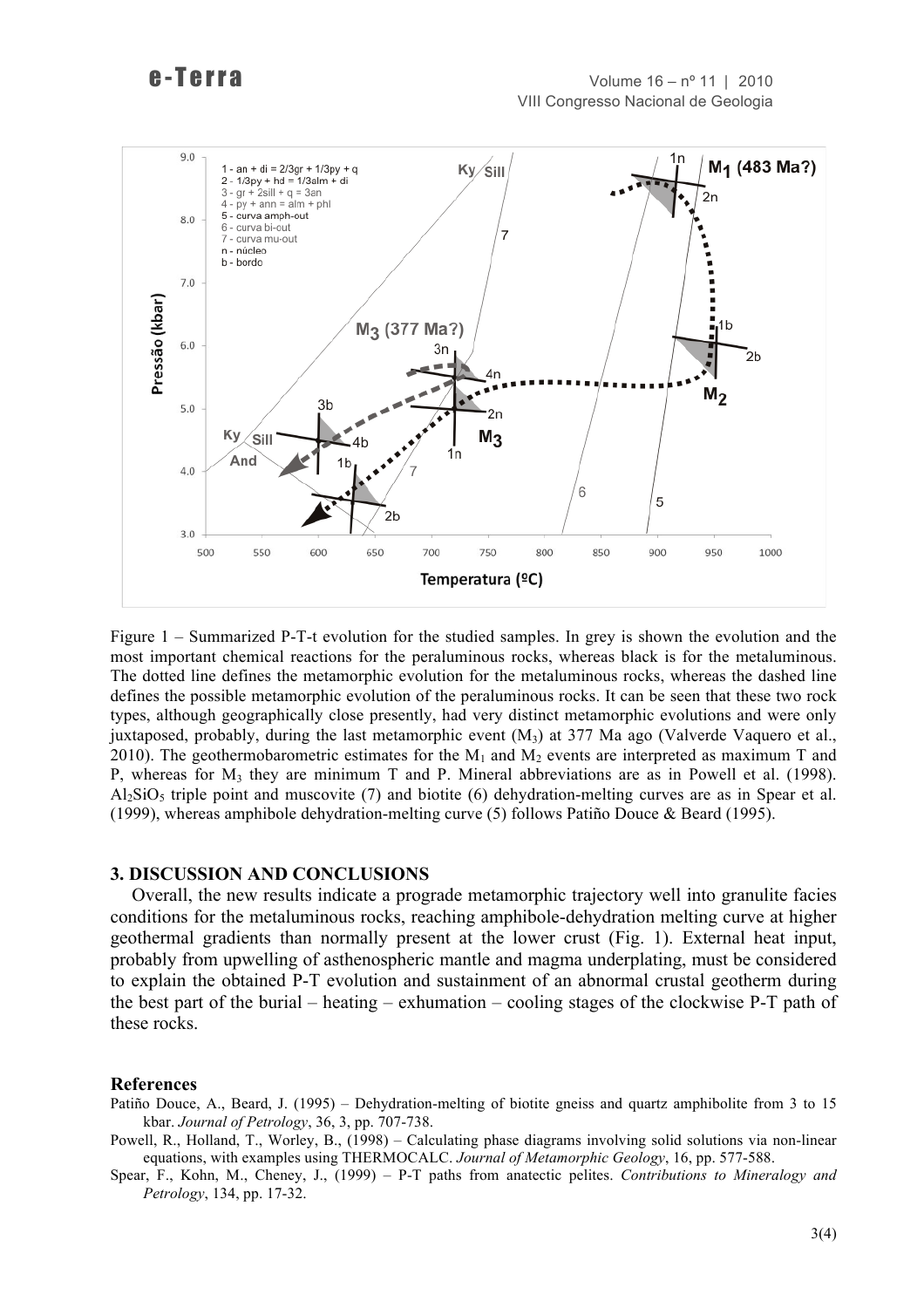Figure 1 – Summarized P-T-t evolution for the studied samples. In grey is shown the evolution and the most important chemical reactions for the peraluminous rocks, whereas black is for the metaluminous. The dotted line defines the metamorphic evolution for the metaluminous rocks, whereas the dashed line defines the possible metamorphic evolution of the peraluminous rocks. It can be seen that these two rock types, although geographically close presently, had very distinct metamorphic evolutions and were only juxtaposed, probably, during the last metamorphic event ($M_3$) at 377 Ma ago (Valverde Vaquero et al., 2010). The geothermobarometric estimates for the $M_1$ and $M_2$ events are interpreted as maximum T and P, whereas for $M_3$ they are minimum T and P. Mineral abbreviations are as in Powell et al. (1998). $Al_2SiO_5$ triple point and muscovite (7) and biotite (6) dehydration-melting curves are as in Spear et al. (1999), whereas amphibole dehydration-melting curve (5) follows Patiño Douce & Beard (1995).

## 3. DISCUSSION AND CONCLUSIONS

Overall, the new results indicate a prograde metamorphic trajectory well into granulite facies conditions for the metaluminous rocks, reaching amphibole-dehydration melting curve at higher geothermal gradients than normally present at the lower crust (Fig. 1). External heat input, probably from upwelling of asthenospheric mantle and magma underplating, must be considered to explain the obtained P-T evolution and sustainment of an abnormal crustal geotherm during the best part of the burial – heating – exhumation – cooling stages of the clockwise P-T path of these rocks.

## References

Patiño Douce, A., Beard, J. (1995) – Dehydration-melting of biotite gneiss and quartz amphibolite from 3 to 15 kbar. *Journal of Petrology*, 36, 3, pp. 707-738.

Powell, R., Holland, T., Worley, B., (1998) – Calculating phase diagrams involving solid solutions via non-linear equations, with examples using THERMOCALC. *Journal of Metamorphic Geology*, 16, pp. 577-588.

Spear, F., Kohn, M., Cheney, J., (1999) – P-T paths from anatectic pelites. *Contributions to Mineralogy and Petrology*, 134, pp. 17-32.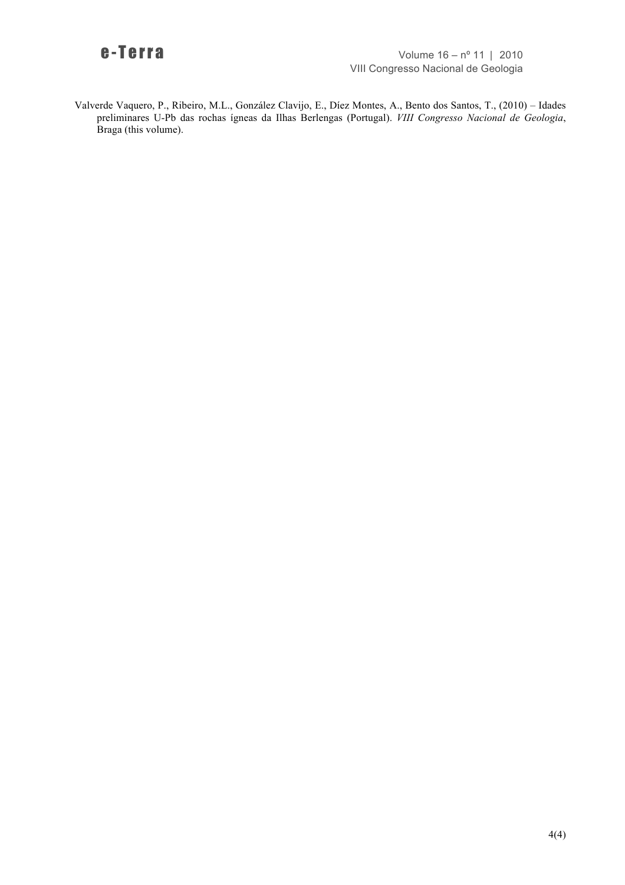Valverde Vaquero, P., Ribeiro, M.L., González Clavijo, E., Díez Montes, A., Bento dos Santos, T., (2010) – Idades preliminares U-Pb das rochas ígneas da Ilhas Berlengas (Portugal). *VIII Congresso Nacional de Geologia*, Braga (this volume).